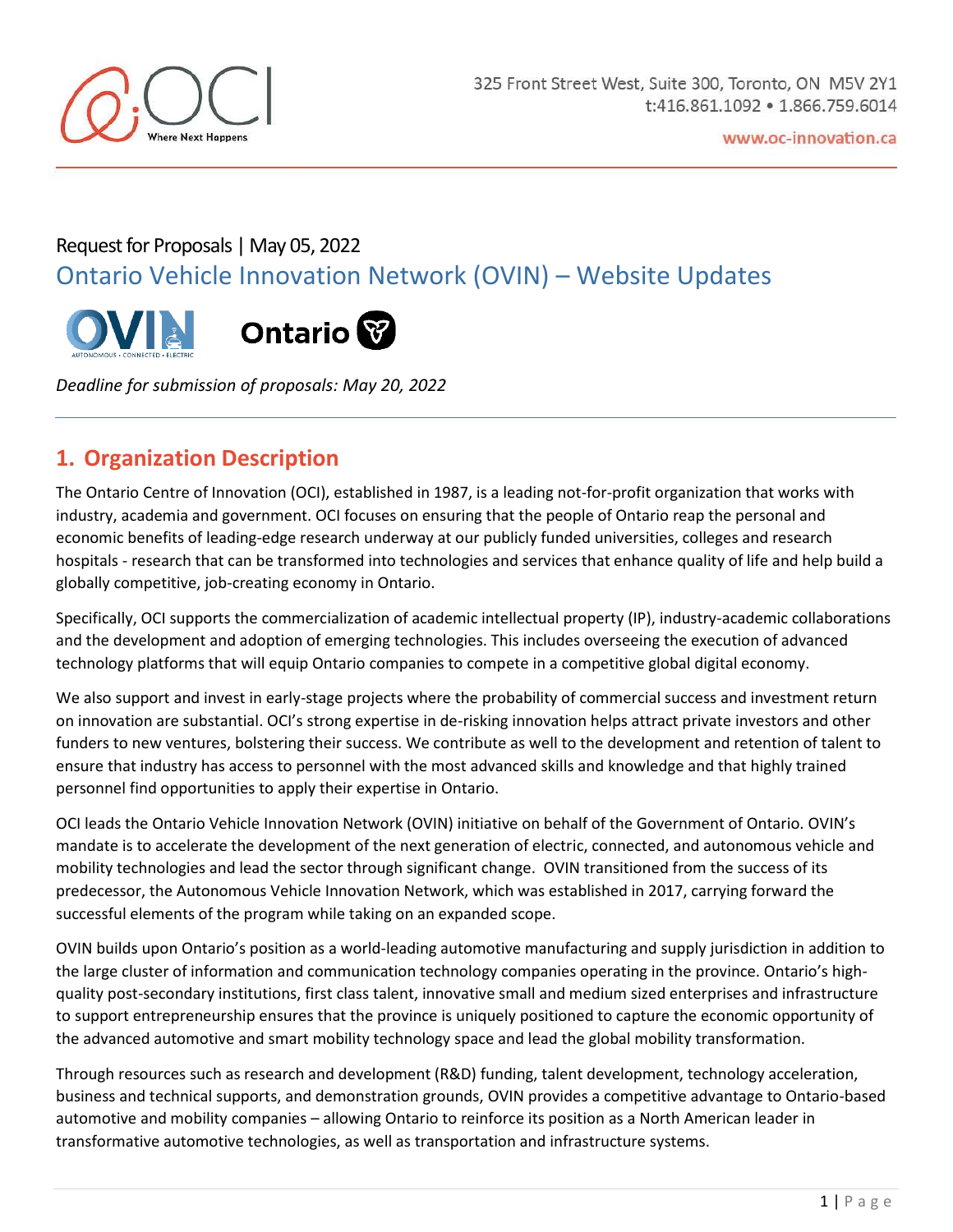325 Front Street West, Suite 300, Toronto, ON M5V 2Y1
t:416.861.1092 • 1.866.759.6014

www.oc-innovation.ca

Request for Proposals | May 05, 2022

# Ontario Vehicle Innovation Network (OVIN) – Website Updates

*Deadline for submission of proposals: May 20, 2022*

## 1. Organization Description

The Ontario Centre of Innovation (OCI), established in 1987, is a leading not-for-profit organization that works with industry, academia and government. OCI focuses on ensuring that the people of Ontario reap the personal and economic benefits of leading-edge research underway at our publicly funded universities, colleges and research hospitals - research that can be transformed into technologies and services that enhance quality of life and help build a globally competitive, job-creating economy in Ontario.

Specifically, OCI supports the commercialization of academic intellectual property (IP), industry-academic collaborations and the development and adoption of emerging technologies. This includes overseeing the execution of advanced technology platforms that will equip Ontario companies to compete in a competitive global digital economy.

We also support and invest in early-stage projects where the probability of commercial success and investment return on innovation are substantial. OCI's strong expertise in de-risking innovation helps attract private investors and other funders to new ventures, bolstering their success. We contribute as well to the development and retention of talent to ensure that industry has access to personnel with the most advanced skills and knowledge and that highly trained personnel find opportunities to apply their expertise in Ontario.

OCI leads the Ontario Vehicle Innovation Network (OVIN) initiative on behalf of the Government of Ontario. OVIN's mandate is to accelerate the development of the next generation of electric, connected, and autonomous vehicle and mobility technologies and lead the sector through significant change. OVIN transitioned from the success of its predecessor, the Autonomous Vehicle Innovation Network, which was established in 2017, carrying forward the successful elements of the program while taking on an expanded scope.

OVIN builds upon Ontario's position as a world-leading automotive manufacturing and supply jurisdiction in addition to the large cluster of information and communication technology companies operating in the province. Ontario's high-quality post-secondary institutions, first class talent, innovative small and medium sized enterprises and infrastructure to support entrepreneurship ensures that the province is uniquely positioned to capture the economic opportunity of the advanced automotive and smart mobility technology space and lead the global mobility transformation.

Through resources such as research and development (R&D) funding, talent development, technology acceleration, business and technical supports, and demonstration grounds, OVIN provides a competitive advantage to Ontario-based automotive and mobility companies – allowing Ontario to reinforce its position as a North American leader in transformative automotive technologies, as well as transportation and infrastructure systems.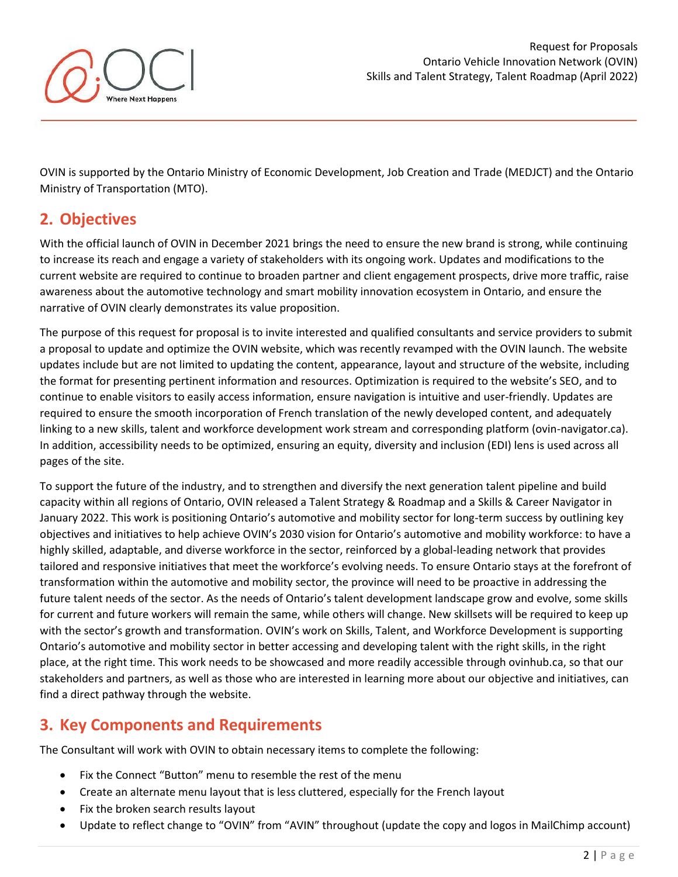OVIN is supported by the Ontario Ministry of Economic Development, Job Creation and Trade (MEDJCT) and the Ontario Ministry of Transportation (MTO).

## 2. Objectives

With the official launch of OVIN in December 2021 brings the need to ensure the new brand is strong, while continuing to increase its reach and engage a variety of stakeholders with its ongoing work. Updates and modifications to the current website are required to continue to broaden partner and client engagement prospects, drive more traffic, raise awareness about the automotive technology and smart mobility innovation ecosystem in Ontario, and ensure the narrative of OVIN clearly demonstrates its value proposition.

The purpose of this request for proposal is to invite interested and qualified consultants and service providers to submit a proposal to update and optimize the OVIN website, which was recently revamped with the OVIN launch. The website updates include but are not limited to updating the content, appearance, layout and structure of the website, including the format for presenting pertinent information and resources. Optimization is required to the website's SEO, and to continue to enable visitors to easily access information, ensure navigation is intuitive and user-friendly. Updates are required to ensure the smooth incorporation of French translation of the newly developed content, and adequately linking to a new skills, talent and workforce development work stream and corresponding platform (ovin-navigator.ca). In addition, accessibility needs to be optimized, ensuring an equity, diversity and inclusion (EDI) lens is used across all pages of the site.

To support the future of the industry, and to strengthen and diversify the next generation talent pipeline and build capacity within all regions of Ontario, OVIN released a Talent Strategy & Roadmap and a Skills & Career Navigator in January 2022. This work is positioning Ontario's automotive and mobility sector for long-term success by outlining key objectives and initiatives to help achieve OVIN's 2030 vision for Ontario's automotive and mobility workforce: to have a highly skilled, adaptable, and diverse workforce in the sector, reinforced by a global-leading network that provides tailored and responsive initiatives that meet the workforce's evolving needs. To ensure Ontario stays at the forefront of transformation within the automotive and mobility sector, the province will need to be proactive in addressing the future talent needs of the sector. As the needs of Ontario's talent development landscape grow and evolve, some skills for current and future workers will remain the same, while others will change. New skillsets will be required to keep up with the sector's growth and transformation. OVIN's work on Skills, Talent, and Workforce Development is supporting Ontario's automotive and mobility sector in better accessing and developing talent with the right skills, in the right place, at the right time. This work needs to be showcased and more readily accessible through ovinhub.ca, so that our stakeholders and partners, as well as those who are interested in learning more about our objective and initiatives, can find a direct pathway through the website.

## 3. Key Components and Requirements

The Consultant will work with OVIN to obtain necessary items to complete the following:

- Fix the Connect "Button" menu to resemble the rest of the menu
- Create an alternate menu layout that is less cluttered, especially for the French layout
- Fix the broken search results layout
- Update to reflect change to "OVIN" from "AVIN" throughout (update the copy and logos in MailChimp account)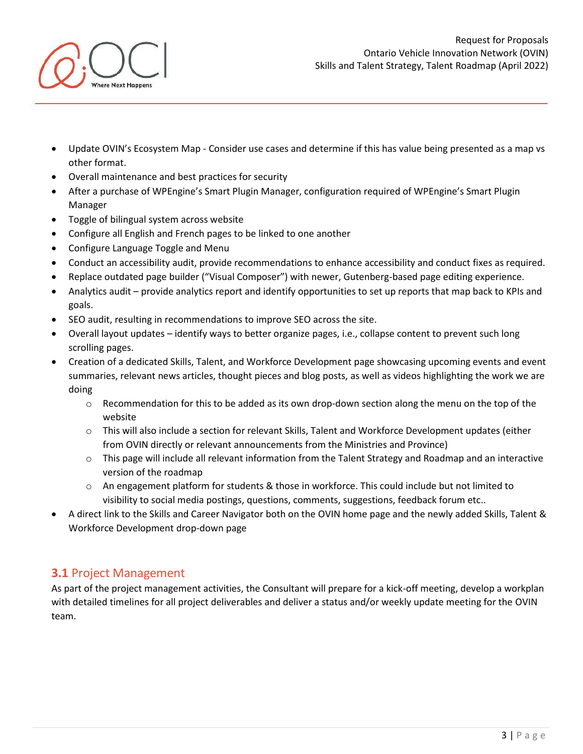- Update OVIN's Ecosystem Map - Consider use cases and determine if this has value being presented as a map vs other format.
- Overall maintenance and best practices for security
- After a purchase of WPEngine's Smart Plugin Manager, configuration required of WPEngine's Smart Plugin Manager
- Toggle of bilingual system across website
- Configure all English and French pages to be linked to one another
- Configure Language Toggle and Menu
- Conduct an accessibility audit, provide recommendations to enhance accessibility and conduct fixes as required.
- Replace outdated page builder ("Visual Composer") with newer, Gutenberg-based page editing experience.
- Analytics audit – provide analytics report and identify opportunities to set up reports that map back to KPIs and goals.
- SEO audit, resulting in recommendations to improve SEO across the site.
- Overall layout updates – identify ways to better organize pages, i.e., collapse content to prevent such long scrolling pages.
- Creation of a dedicated Skills, Talent, and Workforce Development page showcasing upcoming events and event summaries, relevant news articles, thought pieces and blog posts, as well as videos highlighting the work we are doing
    - Recommendation for this to be added as its own drop-down section along the menu on the top of the website
    - This will also include a section for relevant Skills, Talent and Workforce Development updates (either from OVIN directly or relevant announcements from the Ministries and Province)
    - This page will include all relevant information from the Talent Strategy and Roadmap and an interactive version of the roadmap
    - An engagement platform for students & those in workforce. This could include but not limited to visibility to social media postings, questions, comments, suggestions, feedback forum etc..
- A direct link to the Skills and Career Navigator both on the OVIN home page and the newly added Skills, Talent & Workforce Development drop-down page

## **3.1** Project Management

As part of the project management activities, the Consultant will prepare for a kick-off meeting, develop a workplan with detailed timelines for all project deliverables and deliver a status and/or weekly update meeting for the OVIN team.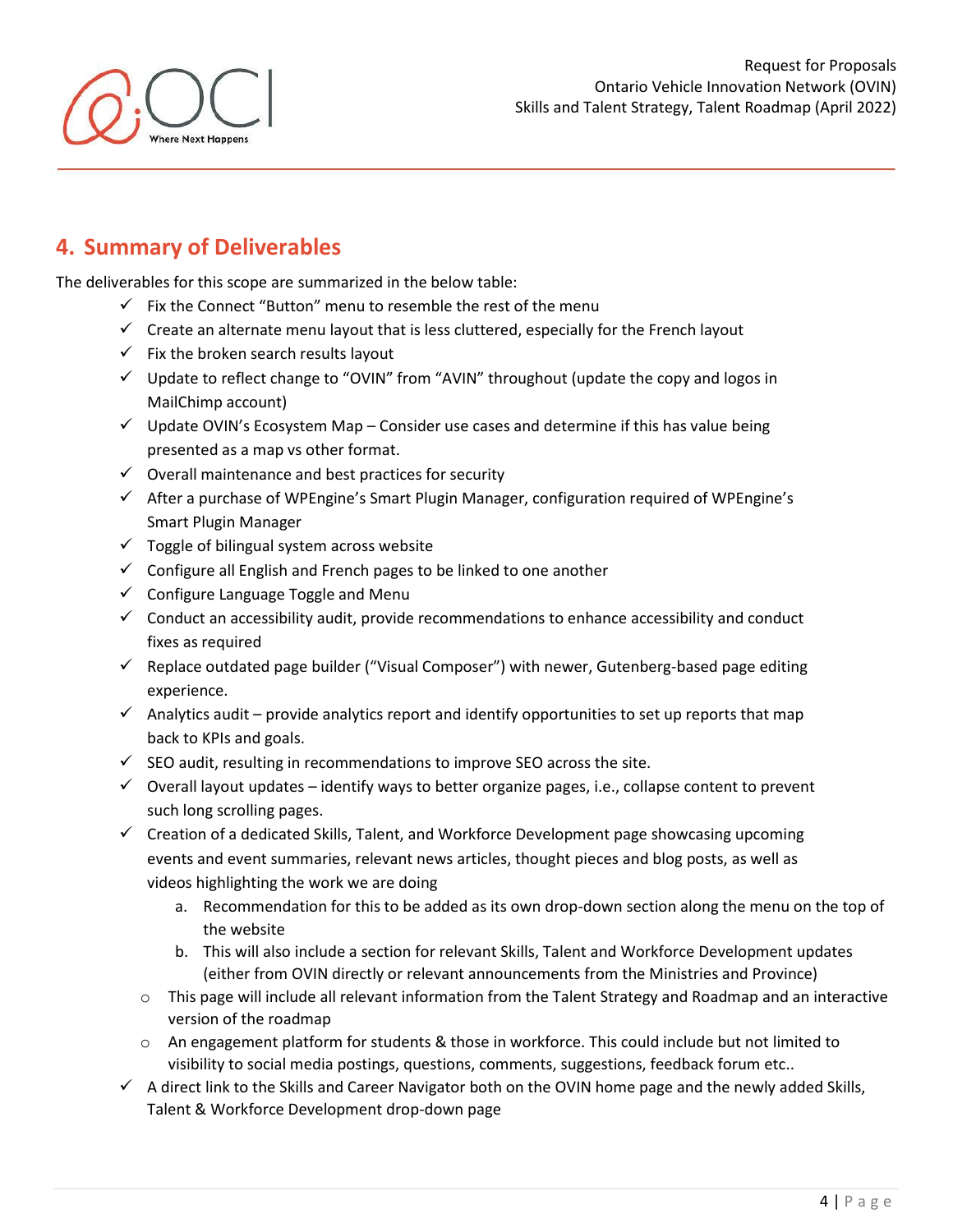## 4. Summary of Deliverables

The deliverables for this scope are summarized in the below table:

- ✓ Fix the Connect "Button" menu to resemble the rest of the menu
- ✓ Create an alternate menu layout that is less cluttered, especially for the French layout
- ✓ Fix the broken search results layout
- ✓ Update to reflect change to "OVIN" from "AVIN" throughout (update the copy and logos in MailChimp account)
- ✓ Update OVIN's Ecosystem Map – Consider use cases and determine if this has value being presented as a map vs other format.
- ✓ Overall maintenance and best practices for security
- ✓ After a purchase of WPEngine's Smart Plugin Manager, configuration required of WPEngine's Smart Plugin Manager
- ✓ Toggle of bilingual system across website
- ✓ Configure all English and French pages to be linked to one another
- ✓ Configure Language Toggle and Menu
- ✓ Conduct an accessibility audit, provide recommendations to enhance accessibility and conduct fixes as required
- ✓ Replace outdated page builder ("Visual Composer") with newer, Gutenberg-based page editing experience.
- ✓ Analytics audit – provide analytics report and identify opportunities to set up reports that map back to KPIs and goals.
- ✓ SEO audit, resulting in recommendations to improve SEO across the site.
- ✓ Overall layout updates – identify ways to better organize pages, i.e., collapse content to prevent such long scrolling pages.
- ✓ Creation of a dedicated Skills, Talent, and Workforce Development page showcasing upcoming events and event summaries, relevant news articles, thought pieces and blog posts, as well as videos highlighting the work we are doing
    a. Recommendation for this to be added as its own drop-down section along the menu on the top of the website
    b. This will also include a section for relevant Skills, Talent and Workforce Development updates (either from OVIN directly or relevant announcements from the Ministries and Province)
  - This page will include all relevant information from the Talent Strategy and Roadmap and an interactive version of the roadmap
  - An engagement platform for students & those in workforce. This could include but not limited to visibility to social media postings, questions, comments, suggestions, feedback forum etc..
- ✓ A direct link to the Skills and Career Navigator both on the OVIN home page and the newly added Skills, Talent & Workforce Development drop-down page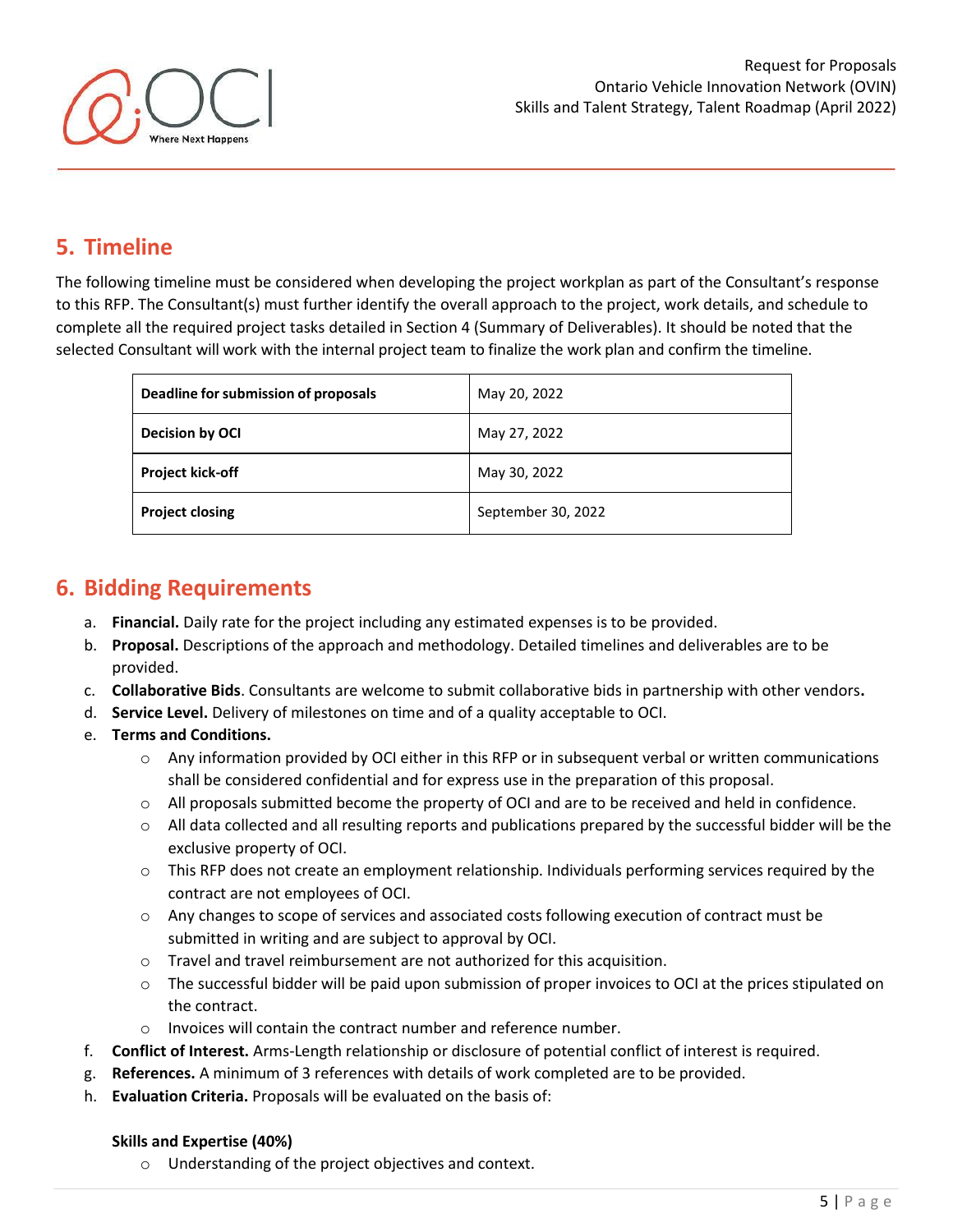## 5. Timeline

The following timeline must be considered when developing the project workplan as part of the Consultant's response to this RFP. The Consultant(s) must further identify the overall approach to the project, work details, and schedule to complete all the required project tasks detailed in Section 4 (Summary of Deliverables). It should be noted that the selected Consultant will work with the internal project team to finalize the work plan and confirm the timeline.

| | |
|---|---|
| **Deadline for submission of proposals** | May 20, 2022 |
| **Decision by OCI** | May 27, 2022 |
| **Project kick-off** | May 30, 2022 |
| **Project closing** | September 30, 2022 |

## 6. Bidding Requirements

a. **Financial.** Daily rate for the project including any estimated expenses is to be provided.
b. **Proposal.** Descriptions of the approach and methodology. Detailed timelines and deliverables are to be provided.
c. **Collaborative Bids**. Consultants are welcome to submit collaborative bids in partnership with other vendors**.**
d. **Service Level.** Delivery of milestones on time and of a quality acceptable to OCI.
e. **Terms and Conditions.**
   - Any information provided by OCI either in this RFP or in subsequent verbal or written communications shall be considered confidential and for express use in the preparation of this proposal.
   - All proposals submitted become the property of OCI and are to be received and held in confidence.
   - All data collected and all resulting reports and publications prepared by the successful bidder will be the exclusive property of OCI.
   - This RFP does not create an employment relationship. Individuals performing services required by the contract are not employees of OCI.
   - Any changes to scope of services and associated costs following execution of contract must be submitted in writing and are subject to approval by OCI.
   - Travel and travel reimbursement are not authorized for this acquisition.
   - The successful bidder will be paid upon submission of proper invoices to OCI at the prices stipulated on the contract.
   - Invoices will contain the contract number and reference number.

f. **Conflict of Interest.** Arms-Length relationship or disclosure of potential conflict of interest is required.
g. **References.** A minimum of 3 references with details of work completed are to be provided.
h. **Evaluation Criteria.** Proposals will be evaluated on the basis of:

   **Skills and Expertise (40%)**
   - Understanding of the project objectives and context.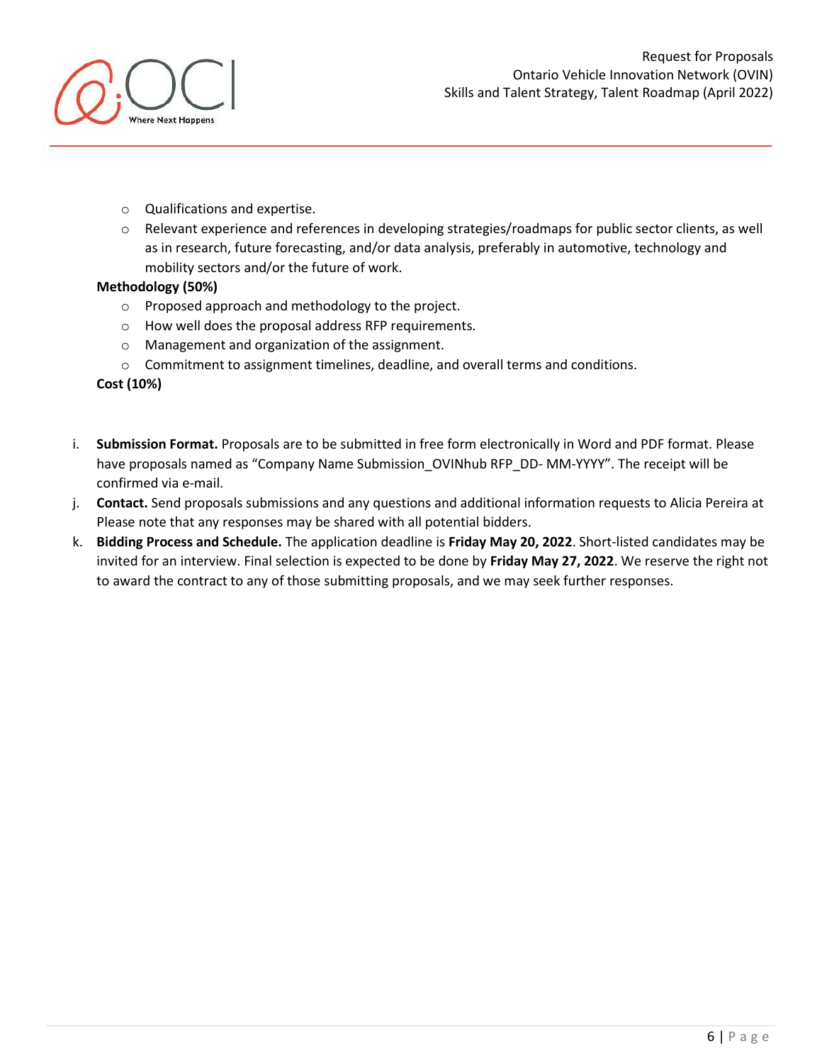- Qualifications and expertise.
- Relevant experience and references in developing strategies/roadmaps for public sector clients, as well as in research, future forecasting, and/or data analysis, preferably in automotive, technology and mobility sectors and/or the future of work.

**Methodology (50%)**

- Proposed approach and methodology to the project.
- How well does the proposal address RFP requirements.
- Management and organization of the assignment.
- Commitment to assignment timelines, deadline, and overall terms and conditions.

**Cost (10%)**

i. **Submission Format.** Proposals are to be submitted in free form electronically in Word and PDF format. Please have proposals named as "Company Name Submission_OVINhub RFP_DD- MM-YYYY". The receipt will be confirmed via e-mail.

j. **Contact.** Send proposals submissions and any questions and additional information requests to Alicia Pereira at Please note that any responses may be shared with all potential bidders.

k. **Bidding Process and Schedule.** The application deadline is **Friday May 20, 2022**. Short-listed candidates may be invited for an interview. Final selection is expected to be done by **Friday May 27, 2022**. We reserve the right not to award the contract to any of those submitting proposals, and we may seek further responses.